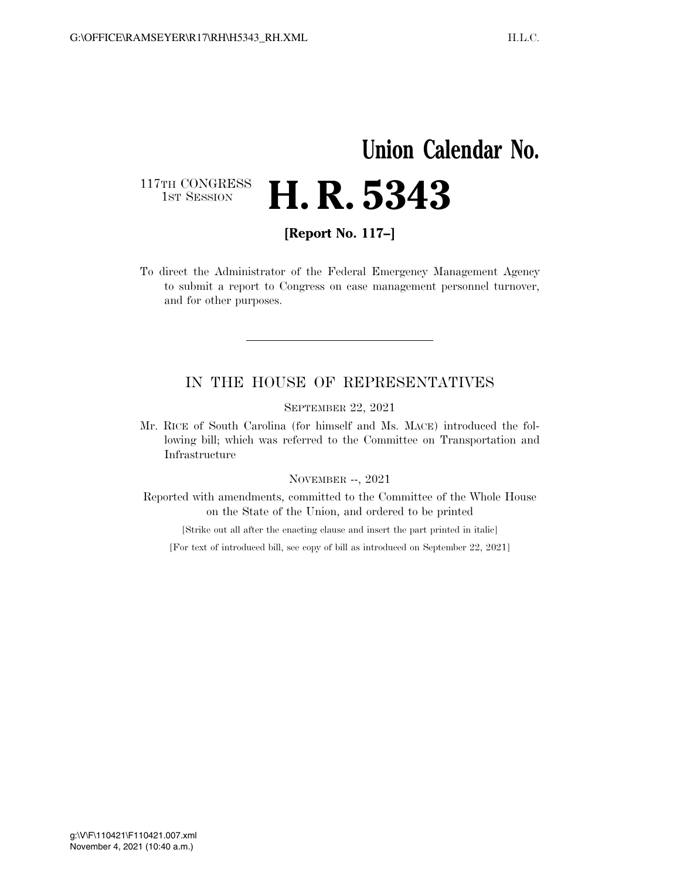# Union Calendar No.

117TH CONGRESS
1ST SESSION

# H. R. 5343

**[Report No. 117–]**

To direct the Administrator of the Federal Emergency Management Agency to submit a report to Congress on case management personnel turnover, and for other purposes.

---

## IN THE HOUSE OF REPRESENTATIVES

SEPTEMBER 22, 2021

Mr. RICE of South Carolina (for himself and Ms. MACE) introduced the following bill; which was referred to the Committee on Transportation and Infrastructure

NOVEMBER --, 2021

Reported with amendments, committed to the Committee of the Whole House on the State of the Union, and ordered to be printed

[Strike out all after the enacting clause and insert the part printed in italic]

[For text of introduced bill, see copy of bill as introduced on September 22, 2021]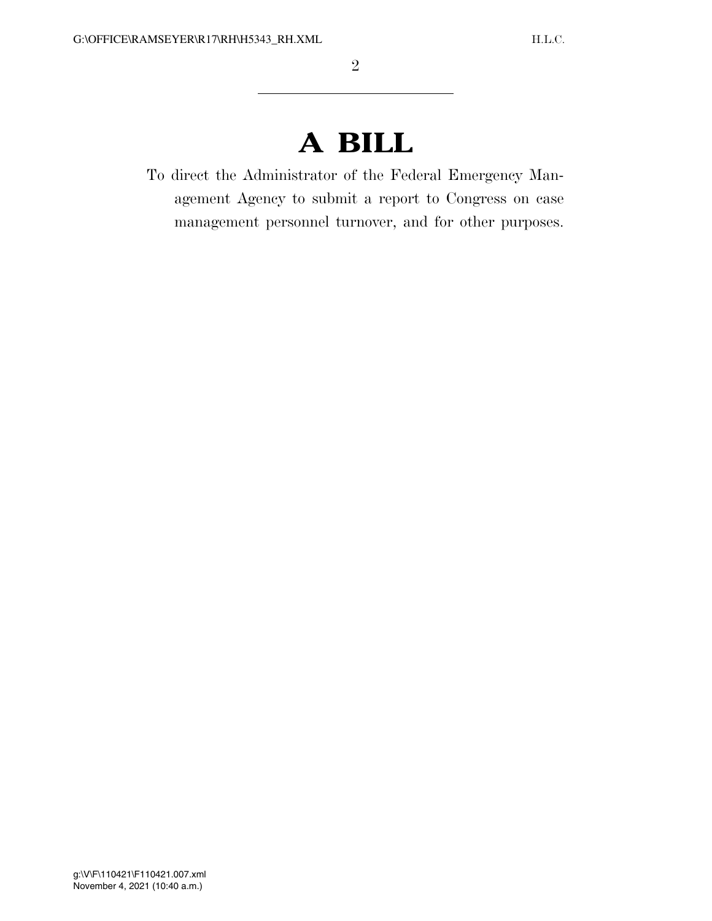# A BILL

To direct the Administrator of the Federal Emergency Management Agency to submit a report to Congress on case management personnel turnover, and for other purposes.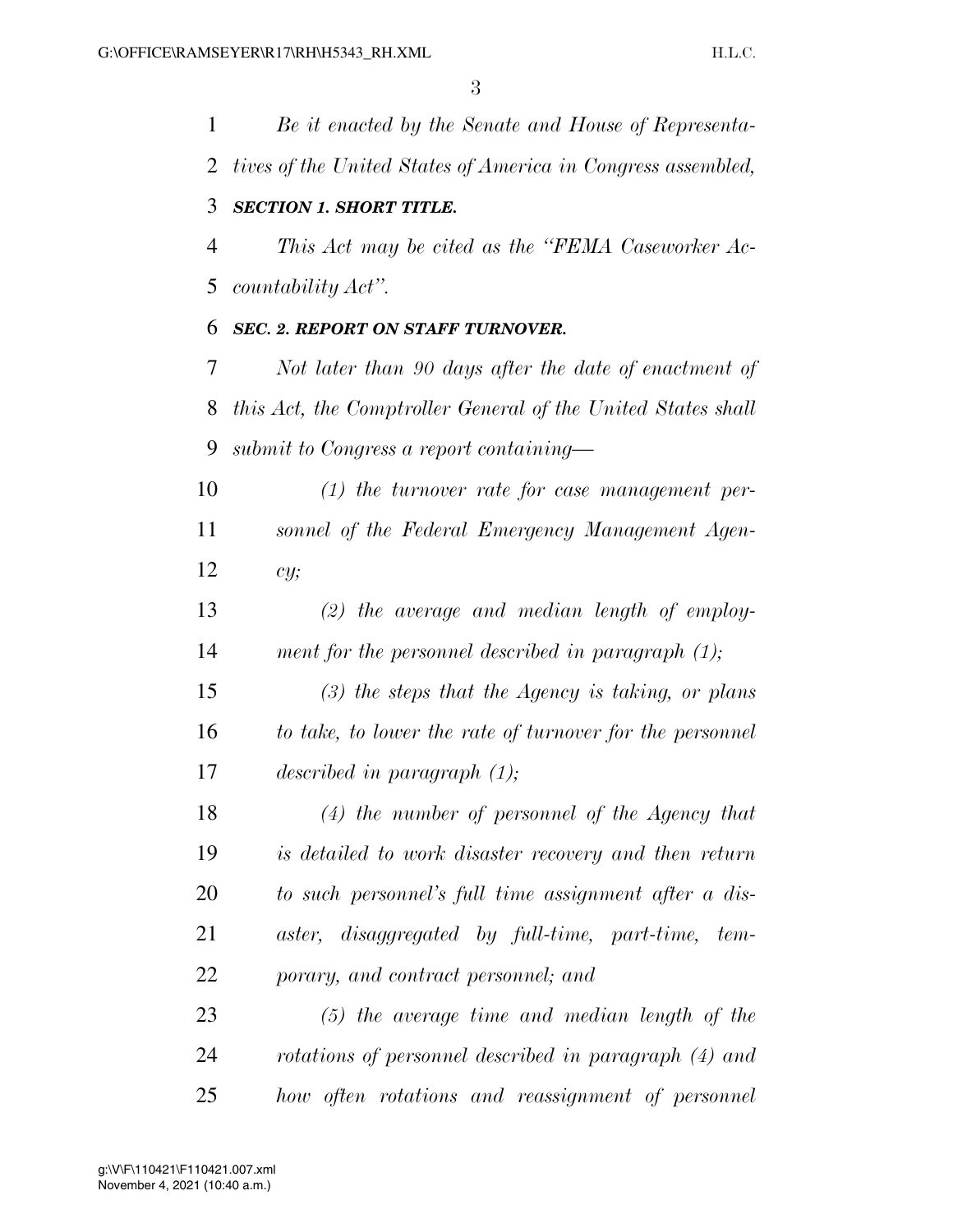*Be it enacted by the Senate and House of Representatives of the United States of America in Congress assembled,*

***SECTION 1. SHORT TITLE.***

*This Act may be cited as the "FEMA Caseworker Accountability Act".*

***SEC. 2. REPORT ON STAFF TURNOVER.***

*Not later than 90 days after the date of enactment of this Act, the Comptroller General of the United States shall submit to Congress a report containing—*

*(1) the turnover rate for case management personnel of the Federal Emergency Management Agency;*

*(2) the average and median length of employment for the personnel described in paragraph (1);*

*(3) the steps that the Agency is taking, or plans to take, to lower the rate of turnover for the personnel described in paragraph (1);*

*(4) the number of personnel of the Agency that is detailed to work disaster recovery and then return to such personnel's full time assignment after a disaster, disaggregated by full-time, part-time, temporary, and contract personnel; and*

*(5) the average time and median length of the rotations of personnel described in paragraph (4) and how often rotations and reassignment of personnel*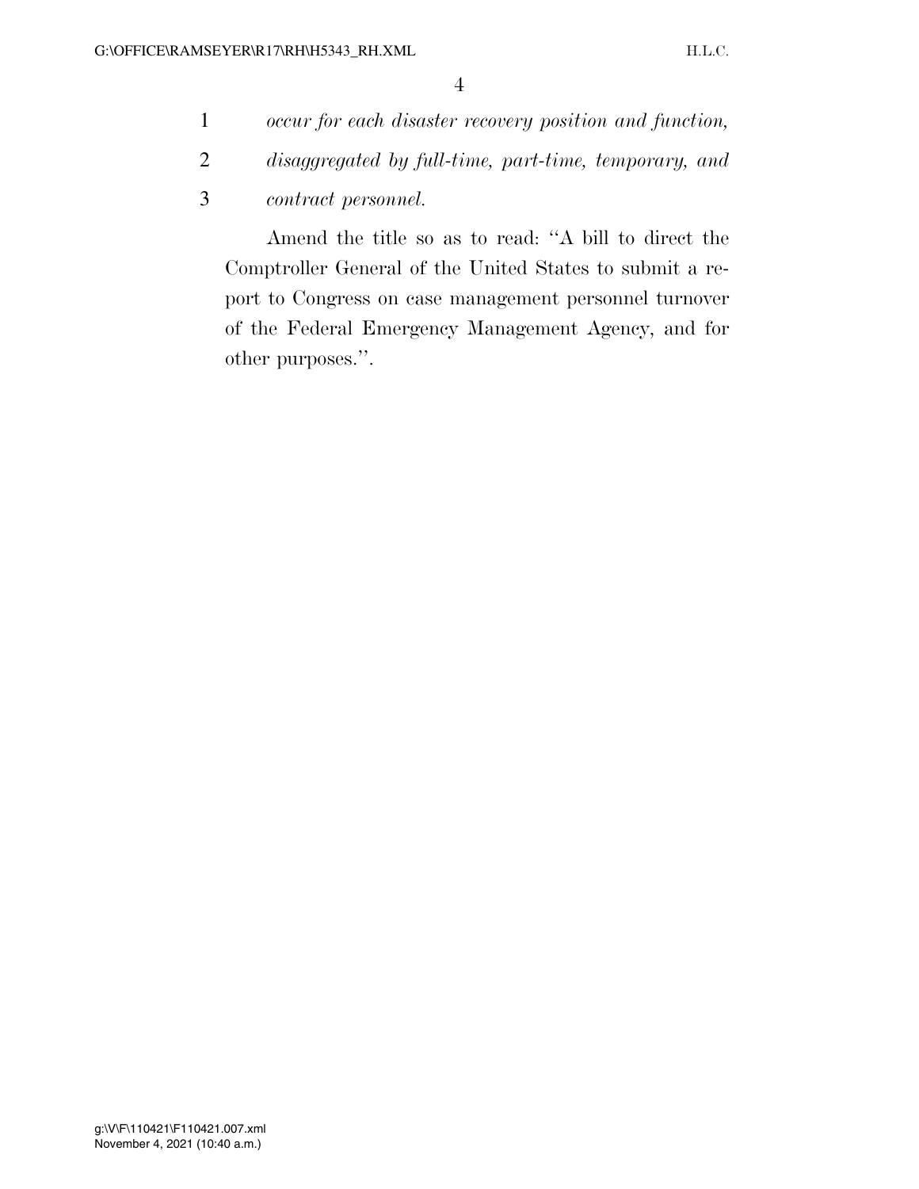1 *occur for each disaster recovery position and function,*
2 *disaggregated by full-time, part-time, temporary, and*
3 *contract personnel.*

Amend the title so as to read: ''A bill to direct the Comptroller General of the United States to submit a report to Congress on case management personnel turnover of the Federal Emergency Management Agency, and for other purposes.''.